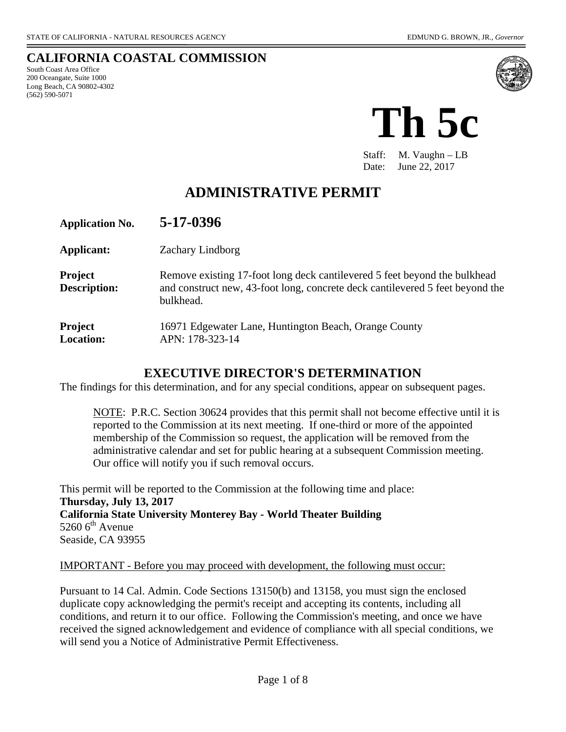STATE OF CALIFORNIA - NATURAL RESOURCES AGENCY

EDMUND G. BROWN, JR., *Governor*

# CALIFORNIA COASTAL COMMISSION

South Coast Area Office
200 Oceangate, Suite 1000
Long Beach, CA 90802-4302
(562) 590-5071

# Th 5c

Staff: M. Vaughn – LB
Date: June 22, 2017

## ADMINISTRATIVE PERMIT

**Application No.** **5-17-0396**

**Applicant:** Zachary Lindborg

**Project Description:** Remove existing 17-foot long deck cantilevered 5 feet beyond the bulkhead and construct new, 43-foot long, concrete deck cantilevered 5 feet beyond the bulkhead.

**Project Location:** 16971 Edgewater Lane, Huntington Beach, Orange County
APN: 178-323-14

## EXECUTIVE DIRECTOR'S DETERMINATION

The findings for this determination, and for any special conditions, appear on subsequent pages.

NOTE: P.R.C. Section 30624 provides that this permit shall not become effective until it is reported to the Commission at its next meeting. If one-third or more of the appointed membership of the Commission so request, the application will be removed from the administrative calendar and set for public hearing at a subsequent Commission meeting. Our office will notify you if such removal occurs.

This permit will be reported to the Commission at the following time and place:
**Thursday, July 13, 2017**
**California State University Monterey Bay - World Theater Building**
5260 6th Avenue
Seaside, CA 93955

IMPORTANT - Before you may proceed with development, the following must occur:

Pursuant to 14 Cal. Admin. Code Sections 13150(b) and 13158, you must sign the enclosed duplicate copy acknowledging the permit's receipt and accepting its contents, including all conditions, and return it to our office. Following the Commission's meeting, and once we have received the signed acknowledgement and evidence of compliance with all special conditions, we will send you a Notice of Administrative Permit Effectiveness.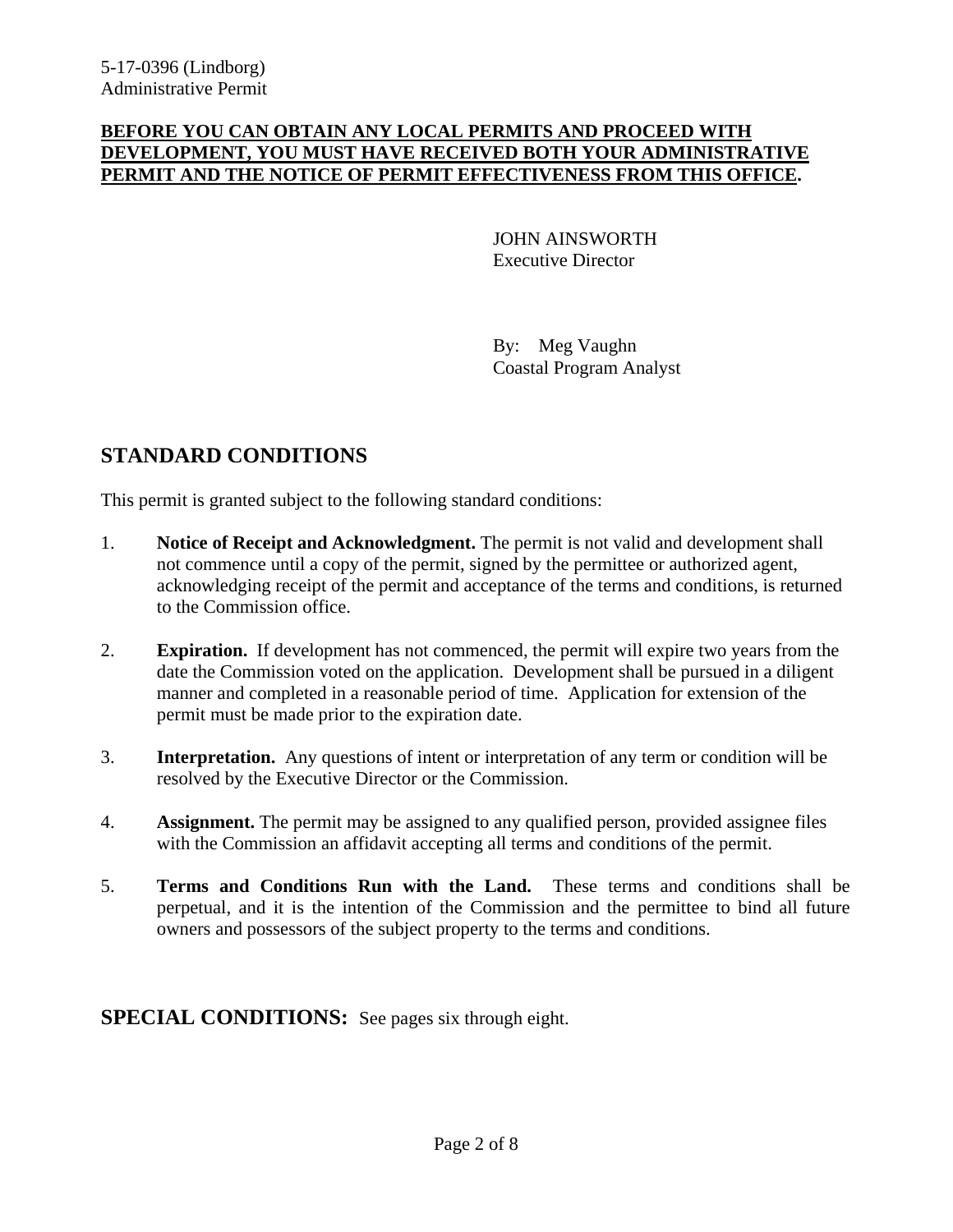5-17-0396 (Lindborg)
Administrative Permit

**BEFORE YOU CAN OBTAIN ANY LOCAL PERMITS AND PROCEED WITH DEVELOPMENT, YOU MUST HAVE RECEIVED BOTH YOUR ADMINISTRATIVE PERMIT AND THE NOTICE OF PERMIT EFFECTIVENESS FROM THIS OFFICE.**

JOHN AINSWORTH
Executive Director

By: Meg Vaughn
Coastal Program Analyst

## STANDARD CONDITIONS

This permit is granted subject to the following standard conditions:

1. **Notice of Receipt and Acknowledgment.** The permit is not valid and development shall not commence until a copy of the permit, signed by the permittee or authorized agent, acknowledging receipt of the permit and acceptance of the terms and conditions, is returned to the Commission office.

2. **Expiration.** If development has not commenced, the permit will expire two years from the date the Commission voted on the application. Development shall be pursued in a diligent manner and completed in a reasonable period of time. Application for extension of the permit must be made prior to the expiration date.

3. **Interpretation.** Any questions of intent or interpretation of any term or condition will be resolved by the Executive Director or the Commission.

4. **Assignment.** The permit may be assigned to any qualified person, provided assignee files with the Commission an affidavit accepting all terms and conditions of the permit.

5. **Terms and Conditions Run with the Land.** These terms and conditions shall be perpetual, and it is the intention of the Commission and the permittee to bind all future owners and possessors of the subject property to the terms and conditions.

## SPECIAL CONDITIONS: See pages six through eight.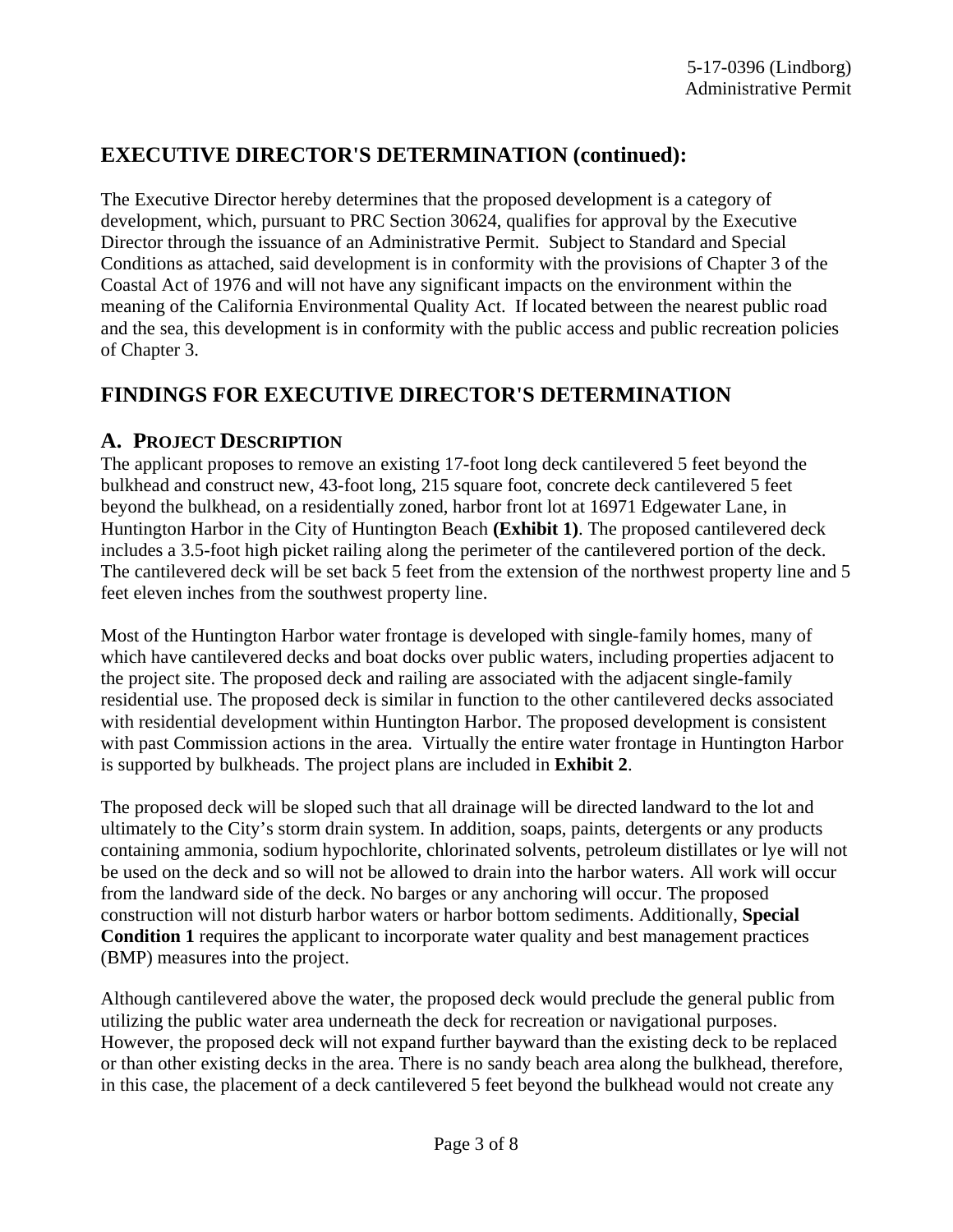## EXECUTIVE DIRECTOR'S DETERMINATION (continued):

The Executive Director hereby determines that the proposed development is a category of development, which, pursuant to PRC Section 30624, qualifies for approval by the Executive Director through the issuance of an Administrative Permit. Subject to Standard and Special Conditions as attached, said development is in conformity with the provisions of Chapter 3 of the Coastal Act of 1976 and will not have any significant impacts on the environment within the meaning of the California Environmental Quality Act. If located between the nearest public road and the sea, this development is in conformity with the public access and public recreation policies of Chapter 3.

## FINDINGS FOR EXECUTIVE DIRECTOR'S DETERMINATION

### A. PROJECT DESCRIPTION

The applicant proposes to remove an existing 17-foot long deck cantilevered 5 feet beyond the bulkhead and construct new, 43-foot long, 215 square foot, concrete deck cantilevered 5 feet beyond the bulkhead, on a residentially zoned, harbor front lot at 16971 Edgewater Lane, in Huntington Harbor in the City of Huntington Beach **(Exhibit 1)**. The proposed cantilevered deck includes a 3.5-foot high picket railing along the perimeter of the cantilevered portion of the deck. The cantilevered deck will be set back 5 feet from the extension of the northwest property line and 5 feet eleven inches from the southwest property line.

Most of the Huntington Harbor water frontage is developed with single-family homes, many of which have cantilevered decks and boat docks over public waters, including properties adjacent to the project site. The proposed deck and railing are associated with the adjacent single-family residential use. The proposed deck is similar in function to the other cantilevered decks associated with residential development within Huntington Harbor. The proposed development is consistent with past Commission actions in the area. Virtually the entire water frontage in Huntington Harbor is supported by bulkheads. The project plans are included in **Exhibit 2**.

The proposed deck will be sloped such that all drainage will be directed landward to the lot and ultimately to the City's storm drain system. In addition, soaps, paints, detergents or any products containing ammonia, sodium hypochlorite, chlorinated solvents, petroleum distillates or lye will not be used on the deck and so will not be allowed to drain into the harbor waters. All work will occur from the landward side of the deck. No barges or any anchoring will occur. The proposed construction will not disturb harbor waters or harbor bottom sediments. Additionally, **Special Condition 1** requires the applicant to incorporate water quality and best management practices (BMP) measures into the project.

Although cantilevered above the water, the proposed deck would preclude the general public from utilizing the public water area underneath the deck for recreation or navigational purposes. However, the proposed deck will not expand further bayward than the existing deck to be replaced or than other existing decks in the area. There is no sandy beach area along the bulkhead, therefore, in this case, the placement of a deck cantilevered 5 feet beyond the bulkhead would not create any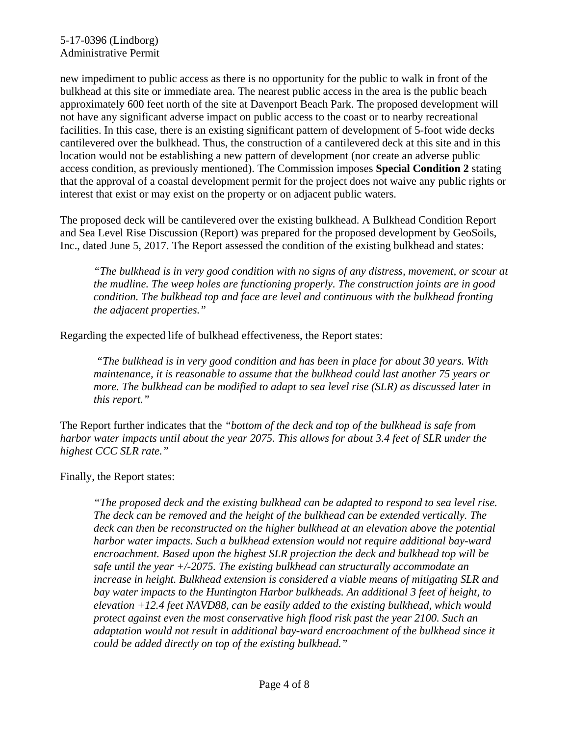new impediment to public access as there is no opportunity for the public to walk in front of the bulkhead at this site or immediate area. The nearest public access in the area is the public beach approximately 600 feet north of the site at Davenport Beach Park. The proposed development will not have any significant adverse impact on public access to the coast or to nearby recreational facilities. In this case, there is an existing significant pattern of development of 5-foot wide decks cantilevered over the bulkhead. Thus, the construction of a cantilevered deck at this site and in this location would not be establishing a new pattern of development (nor create an adverse public access condition, as previously mentioned). The Commission imposes **Special Condition 2** stating that the approval of a coastal development permit for the project does not waive any public rights or interest that exist or may exist on the property or on adjacent public waters.

The proposed deck will be cantilevered over the existing bulkhead. A Bulkhead Condition Report and Sea Level Rise Discussion (Report) was prepared for the proposed development by GeoSoils, Inc., dated June 5, 2017. The Report assessed the condition of the existing bulkhead and states:

> *"The bulkhead is in very good condition with no signs of any distress, movement, or scour at the mudline. The weep holes are functioning properly. The construction joints are in good condition. The bulkhead top and face are level and continuous with the bulkhead fronting the adjacent properties."*

Regarding the expected life of bulkhead effectiveness, the Report states:

> *"The bulkhead is in very good condition and has been in place for about 30 years. With maintenance, it is reasonable to assume that the bulkhead could last another 75 years or more. The bulkhead can be modified to adapt to sea level rise (SLR) as discussed later in this report."*

The Report further indicates that the *"bottom of the deck and top of the bulkhead is safe from harbor water impacts until about the year 2075. This allows for about 3.4 feet of SLR under the highest CCC SLR rate."*

Finally, the Report states:

> *"The proposed deck and the existing bulkhead can be adapted to respond to sea level rise. The deck can be removed and the height of the bulkhead can be extended vertically. The deck can then be reconstructed on the higher bulkhead at an elevation above the potential harbor water impacts. Such a bulkhead extension would not require additional bay-ward encroachment. Based upon the highest SLR projection the deck and bulkhead top will be safe until the year +/-2075. The existing bulkhead can structurally accommodate an increase in height. Bulkhead extension is considered a viable means of mitigating SLR and bay water impacts to the Huntington Harbor bulkheads. An additional 3 feet of height, to elevation +12.4 feet NAVD88, can be easily added to the existing bulkhead, which would protect against even the most conservative high flood risk past the year 2100. Such an adaptation would not result in additional bay-ward encroachment of the bulkhead since it could be added directly on top of the existing bulkhead."*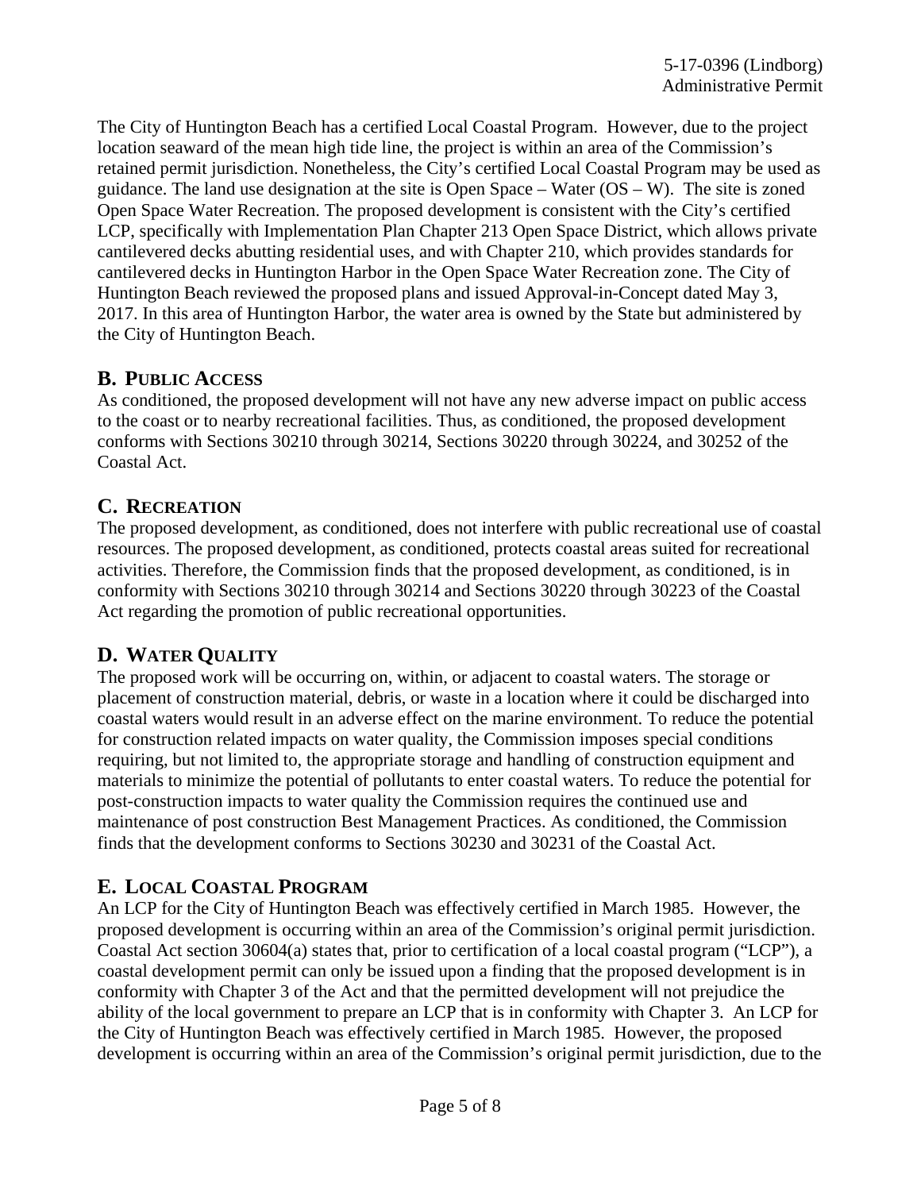The City of Huntington Beach has a certified Local Coastal Program. However, due to the project location seaward of the mean high tide line, the project is within an area of the Commission's retained permit jurisdiction. Nonetheless, the City's certified Local Coastal Program may be used as guidance. The land use designation at the site is Open Space – Water (OS – W). The site is zoned Open Space Water Recreation. The proposed development is consistent with the City's certified LCP, specifically with Implementation Plan Chapter 213 Open Space District, which allows private cantilevered decks abutting residential uses, and with Chapter 210, which provides standards for cantilevered decks in Huntington Harbor in the Open Space Water Recreation zone. The City of Huntington Beach reviewed the proposed plans and issued Approval-in-Concept dated May 3, 2017. In this area of Huntington Harbor, the water area is owned by the State but administered by the City of Huntington Beach.

## B. PUBLIC ACCESS

As conditioned, the proposed development will not have any new adverse impact on public access to the coast or to nearby recreational facilities. Thus, as conditioned, the proposed development conforms with Sections 30210 through 30214, Sections 30220 through 30224, and 30252 of the Coastal Act.

## C. RECREATION

The proposed development, as conditioned, does not interfere with public recreational use of coastal resources. The proposed development, as conditioned, protects coastal areas suited for recreational activities. Therefore, the Commission finds that the proposed development, as conditioned, is in conformity with Sections 30210 through 30214 and Sections 30220 through 30223 of the Coastal Act regarding the promotion of public recreational opportunities.

## D. WATER QUALITY

The proposed work will be occurring on, within, or adjacent to coastal waters. The storage or placement of construction material, debris, or waste in a location where it could be discharged into coastal waters would result in an adverse effect on the marine environment. To reduce the potential for construction related impacts on water quality, the Commission imposes special conditions requiring, but not limited to, the appropriate storage and handling of construction equipment and materials to minimize the potential of pollutants to enter coastal waters. To reduce the potential for post-construction impacts to water quality the Commission requires the continued use and maintenance of post construction Best Management Practices. As conditioned, the Commission finds that the development conforms to Sections 30230 and 30231 of the Coastal Act.

## E. LOCAL COASTAL PROGRAM

An LCP for the City of Huntington Beach was effectively certified in March 1985. However, the proposed development is occurring within an area of the Commission's original permit jurisdiction. Coastal Act section 30604(a) states that, prior to certification of a local coastal program ("LCP"), a coastal development permit can only be issued upon a finding that the proposed development is in conformity with Chapter 3 of the Act and that the permitted development will not prejudice the ability of the local government to prepare an LCP that is in conformity with Chapter 3. An LCP for the City of Huntington Beach was effectively certified in March 1985. However, the proposed development is occurring within an area of the Commission's original permit jurisdiction, due to the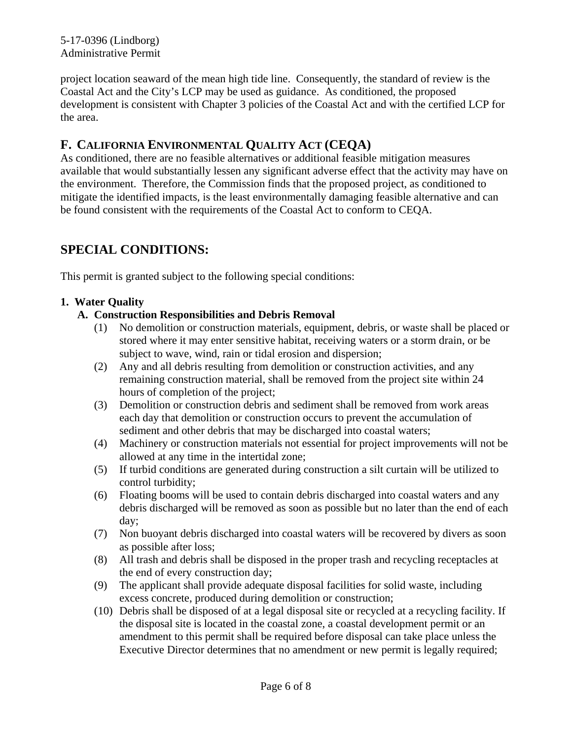project location seaward of the mean high tide line. Consequently, the standard of review is the Coastal Act and the City's LCP may be used as guidance. As conditioned, the proposed development is consistent with Chapter 3 policies of the Coastal Act and with the certified LCP for the area.

## F. CALIFORNIA ENVIRONMENTAL QUALITY ACT (CEQA)

As conditioned, there are no feasible alternatives or additional feasible mitigation measures available that would substantially lessen any significant adverse effect that the activity may have on the environment. Therefore, the Commission finds that the proposed project, as conditioned to mitigate the identified impacts, is the least environmentally damaging feasible alternative and can be found consistent with the requirements of the Coastal Act to conform to CEQA.

# SPECIAL CONDITIONS:

This permit is granted subject to the following special conditions:

**1. Water Quality**

**A. Construction Responsibilities and Debris Removal**

(1) No demolition or construction materials, equipment, debris, or waste shall be placed or stored where it may enter sensitive habitat, receiving waters or a storm drain, or be subject to wave, wind, rain or tidal erosion and dispersion;

(2) Any and all debris resulting from demolition or construction activities, and any remaining construction material, shall be removed from the project site within 24 hours of completion of the project;

(3) Demolition or construction debris and sediment shall be removed from work areas each day that demolition or construction occurs to prevent the accumulation of sediment and other debris that may be discharged into coastal waters;

(4) Machinery or construction materials not essential for project improvements will not be allowed at any time in the intertidal zone;

(5) If turbid conditions are generated during construction a silt curtain will be utilized to control turbidity;

(6) Floating booms will be used to contain debris discharged into coastal waters and any debris discharged will be removed as soon as possible but no later than the end of each day;

(7) Non buoyant debris discharged into coastal waters will be recovered by divers as soon as possible after loss;

(8) All trash and debris shall be disposed in the proper trash and recycling receptacles at the end of every construction day;

(9) The applicant shall provide adequate disposal facilities for solid waste, including excess concrete, produced during demolition or construction;

(10) Debris shall be disposed of at a legal disposal site or recycled at a recycling facility. If the disposal site is located in the coastal zone, a coastal development permit or an amendment to this permit shall be required before disposal can take place unless the Executive Director determines that no amendment or new permit is legally required;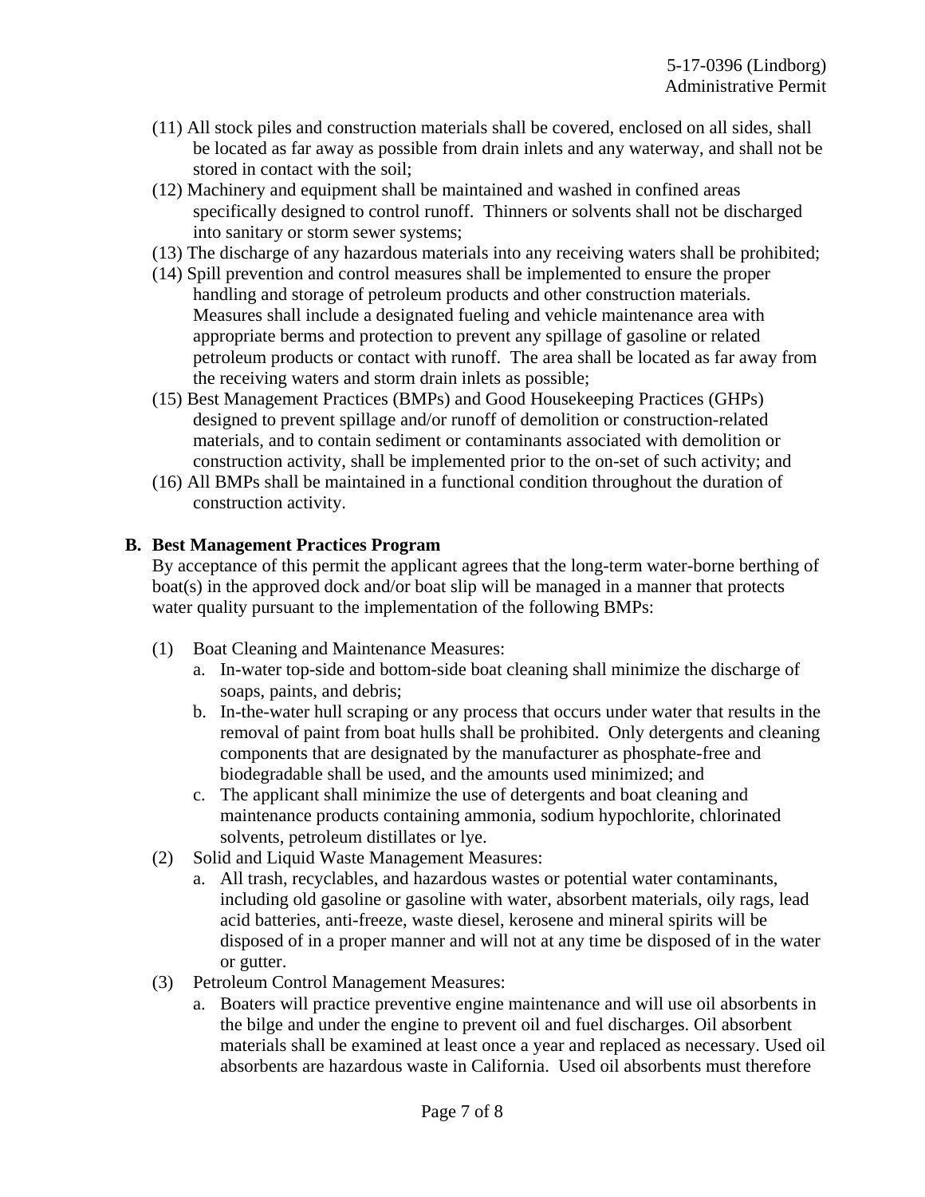(11) All stock piles and construction materials shall be covered, enclosed on all sides, shall be located as far away as possible from drain inlets and any waterway, and shall not be stored in contact with the soil;

(12) Machinery and equipment shall be maintained and washed in confined areas specifically designed to control runoff. Thinners or solvents shall not be discharged into sanitary or storm sewer systems;

(13) The discharge of any hazardous materials into any receiving waters shall be prohibited;

(14) Spill prevention and control measures shall be implemented to ensure the proper handling and storage of petroleum products and other construction materials. Measures shall include a designated fueling and vehicle maintenance area with appropriate berms and protection to prevent any spillage of gasoline or related petroleum products or contact with runoff. The area shall be located as far away from the receiving waters and storm drain inlets as possible;

(15) Best Management Practices (BMPs) and Good Housekeeping Practices (GHPs) designed to prevent spillage and/or runoff of demolition or construction-related materials, and to contain sediment or contaminants associated with demolition or construction activity, shall be implemented prior to the on-set of such activity; and

(16) All BMPs shall be maintained in a functional condition throughout the duration of construction activity.

**B. Best Management Practices Program**

By acceptance of this permit the applicant agrees that the long-term water-borne berthing of boat(s) in the approved dock and/or boat slip will be managed in a manner that protects water quality pursuant to the implementation of the following BMPs:

(1) Boat Cleaning and Maintenance Measures:

a. In-water top-side and bottom-side boat cleaning shall minimize the discharge of soaps, paints, and debris;

b. In-the-water hull scraping or any process that occurs under water that results in the removal of paint from boat hulls shall be prohibited. Only detergents and cleaning components that are designated by the manufacturer as phosphate-free and biodegradable shall be used, and the amounts used minimized; and

c. The applicant shall minimize the use of detergents and boat cleaning and maintenance products containing ammonia, sodium hypochlorite, chlorinated solvents, petroleum distillates or lye.

(2) Solid and Liquid Waste Management Measures:

a. All trash, recyclables, and hazardous wastes or potential water contaminants, including old gasoline or gasoline with water, absorbent materials, oily rags, lead acid batteries, anti-freeze, waste diesel, kerosene and mineral spirits will be disposed of in a proper manner and will not at any time be disposed of in the water or gutter.

(3) Petroleum Control Management Measures:

a. Boaters will practice preventive engine maintenance and will use oil absorbents in the bilge and under the engine to prevent oil and fuel discharges. Oil absorbent materials shall be examined at least once a year and replaced as necessary. Used oil absorbents are hazardous waste in California. Used oil absorbents must therefore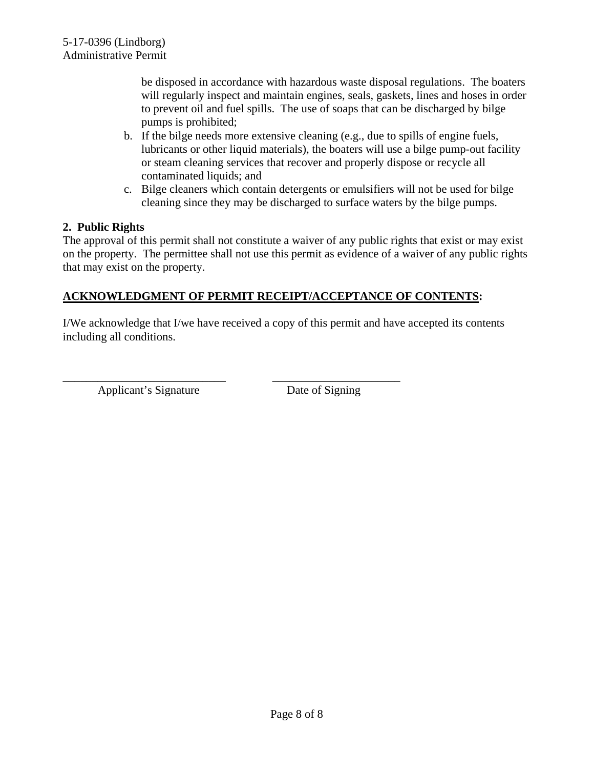be disposed in accordance with hazardous waste disposal regulations. The boaters will regularly inspect and maintain engines, seals, gaskets, lines and hoses in order to prevent oil and fuel spills. The use of soaps that can be discharged by bilge pumps is prohibited;

b. If the bilge needs more extensive cleaning (e.g., due to spills of engine fuels, lubricants or other liquid materials), the boaters will use a bilge pump-out facility or steam cleaning services that recover and properly dispose or recycle all contaminated liquids; and

c. Bilge cleaners which contain detergents or emulsifiers will not be used for bilge cleaning since they may be discharged to surface waters by the bilge pumps.

**2. Public Rights**

The approval of this permit shall not constitute a waiver of any public rights that exist or may exist on the property. The permittee shall not use this permit as evidence of a waiver of any public rights that may exist on the property.

**ACKNOWLEDGMENT OF PERMIT RECEIPT/ACCEPTANCE OF CONTENTS:**

I/We acknowledge that I/we have received a copy of this permit and have accepted its contents including all conditions.

\_\_\_\_\_\_\_\_\_\_\_\_\_\_\_\_\_\_\_\_\_\_\_\_\_\_\_\_ \_\_\_\_\_\_\_\_\_\_\_\_\_\_\_\_\_\_\_\_\_\_

Applicant's Signature Date of Signing